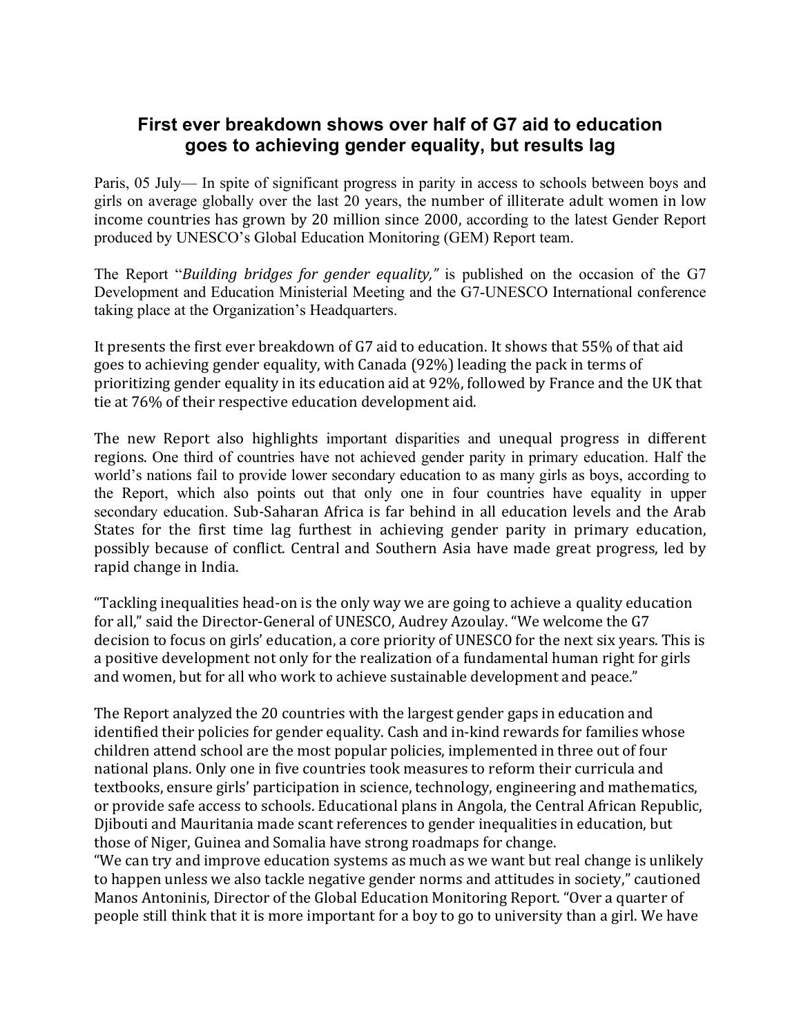# First ever breakdown shows over half of G7 aid to education goes to achieving gender equality, but results lag

Paris, 05 July— In spite of significant progress in parity in access to schools between boys and girls on average globally over the last 20 years, the number of illiterate adult women in low income countries has grown by 20 million since 2000, according to the latest Gender Report produced by UNESCO's Global Education Monitoring (GEM) Report team.

The Report "*Building bridges for gender equality,*" is published on the occasion of the G7 Development and Education Ministerial Meeting and the G7-UNESCO International conference taking place at the Organization's Headquarters.

It presents the first ever breakdown of G7 aid to education. It shows that 55% of that aid goes to achieving gender equality, with Canada (92%) leading the pack in terms of prioritizing gender equality in its education aid at 92%, followed by France and the UK that tie at 76% of their respective education development aid.

The new Report also highlights important disparities and unequal progress in different regions. One third of countries have not achieved gender parity in primary education. Half the world's nations fail to provide lower secondary education to as many girls as boys, according to the Report, which also points out that only one in four countries have equality in upper secondary education. Sub-Saharan Africa is far behind in all education levels and the Arab States for the first time lag furthest in achieving gender parity in primary education, possibly because of conflict. Central and Southern Asia have made great progress, led by rapid change in India.

"Tackling inequalities head-on is the only way we are going to achieve a quality education for all," said the Director-General of UNESCO, Audrey Azoulay. "We welcome the G7 decision to focus on girls' education, a core priority of UNESCO for the next six years. This is a positive development not only for the realization of a fundamental human right for girls and women, but for all who work to achieve sustainable development and peace."

The Report analyzed the 20 countries with the largest gender gaps in education and identified their policies for gender equality. Cash and in-kind rewards for families whose children attend school are the most popular policies, implemented in three out of four national plans. Only one in five countries took measures to reform their curricula and textbooks, ensure girls' participation in science, technology, engineering and mathematics, or provide safe access to schools. Educational plans in Angola, the Central African Republic, Djibouti and Mauritania made scant references to gender inequalities in education, but those of Niger, Guinea and Somalia have strong roadmaps for change.

"We can try and improve education systems as much as we want but real change is unlikely to happen unless we also tackle negative gender norms and attitudes in society," cautioned Manos Antoninis, Director of the Global Education Monitoring Report. "Over a quarter of people still think that it is more important for a boy to go to university than a girl. We have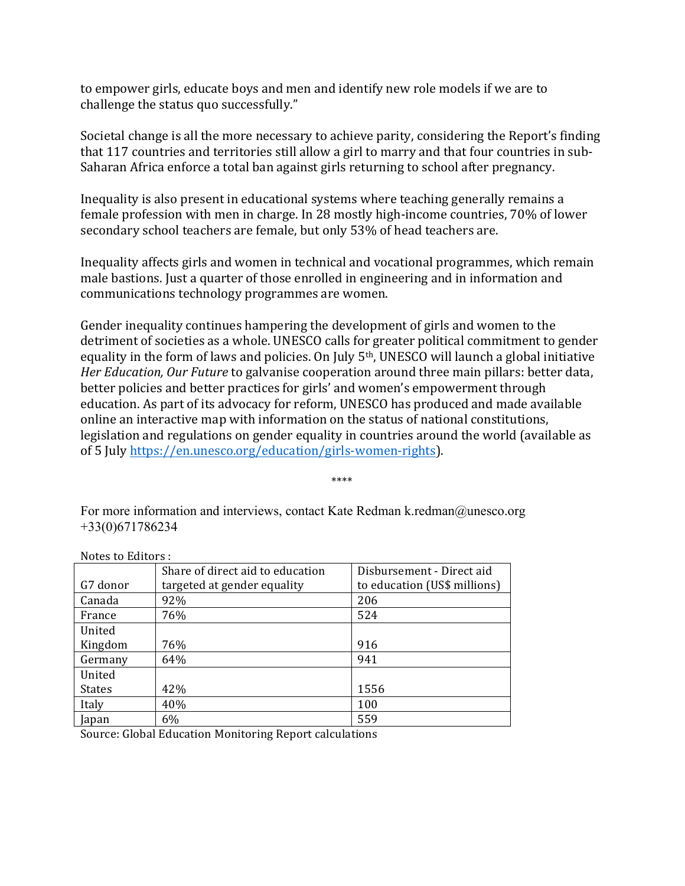to empower girls, educate boys and men and identify new role models if we are to challenge the status quo successfully."

Societal change is all the more necessary to achieve parity, considering the Report's finding that 117 countries and territories still allow a girl to marry and that four countries in sub-Saharan Africa enforce a total ban against girls returning to school after pregnancy.

Inequality is also present in educational systems where teaching generally remains a female profession with men in charge. In 28 mostly high-income countries, 70% of lower secondary school teachers are female, but only 53% of head teachers are.

Inequality affects girls and women in technical and vocational programmes, which remain male bastions. Just a quarter of those enrolled in engineering and in information and communications technology programmes are women.

Gender inequality continues hampering the development of girls and women to the detriment of societies as a whole. UNESCO calls for greater political commitment to gender equality in the form of laws and policies. On July 5th, UNESCO will launch a global initiative *Her Education, Our Future* to galvanise cooperation around three main pillars: better data, better policies and better practices for girls' and women's empowerment through education. As part of its advocacy for reform, UNESCO has produced and made available online an interactive map with information on the status of national constitutions, legislation and regulations on gender equality in countries around the world (available as of 5 July https://en.unesco.org/education/girls-women-rights).

****

For more information and interviews, contact Kate Redman k.redman@unesco.org +33(0)671786234

Notes to Editors :

| G7 donor | Share of direct aid to education targeted at gender equality | Disbursement - Direct aid to education (US$ millions) |
|---|---|---|
| Canada | 92% | 206 |
| France | 76% | 524 |
| United Kingdom | 76% | 916 |
| Germany | 64% | 941 |
| United States | 42% | 1556 |
| Italy | 40% | 100 |
| Japan | 6% | 559 |

Source: Global Education Monitoring Report calculations